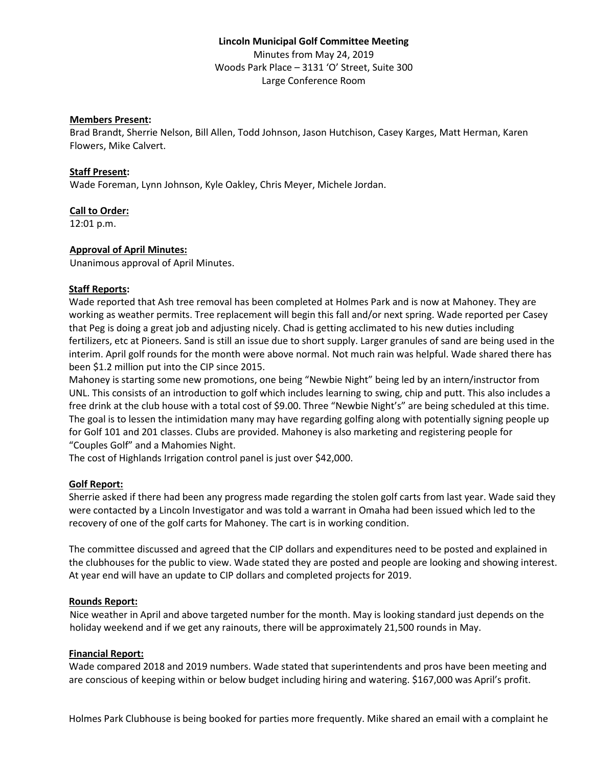**Lincoln Municipal Golf Committee Meeting**

Minutes from May 24, 2019

Woods Park Place – 3131 'O' Street, Suite 300

Large Conference Room

**Members Present:**

Brad Brandt, Sherrie Nelson, Bill Allen, Todd Johnson, Jason Hutchison, Casey Karges, Matt Herman, Karen Flowers, Mike Calvert.

**Staff Present:**

Wade Foreman, Lynn Johnson, Kyle Oakley, Chris Meyer, Michele Jordan.

**Call to Order:**

12:01 p.m.

**Approval of April Minutes:**

Unanimous approval of April Minutes.

**Staff Reports:**

Wade reported that Ash tree removal has been completed at Holmes Park and is now at Mahoney. They are working as weather permits. Tree replacement will begin this fall and/or next spring. Wade reported per Casey that Peg is doing a great job and adjusting nicely. Chad is getting acclimated to his new duties including fertilizers, etc at Pioneers. Sand is still an issue due to short supply. Larger granules of sand are being used in the interim. April golf rounds for the month were above normal. Not much rain was helpful. Wade shared there has been $1.2 million put into the CIP since 2015.

Mahoney is starting some new promotions, one being "Newbie Night" being led by an intern/instructor from UNL. This consists of an introduction to golf which includes learning to swing, chip and putt. This also includes a free drink at the club house with a total cost of $9.00. Three "Newbie Night's" are being scheduled at this time. The goal is to lessen the intimidation many may have regarding golfing along with potentially signing people up for Golf 101 and 201 classes. Clubs are provided. Mahoney is also marketing and registering people for "Couples Golf" and a Mahomies Night.

The cost of Highlands Irrigation control panel is just over $42,000.

**Golf Report:**

Sherrie asked if there had been any progress made regarding the stolen golf carts from last year. Wade said they were contacted by a Lincoln Investigator and was told a warrant in Omaha had been issued which led to the recovery of one of the golf carts for Mahoney. The cart is in working condition.

The committee discussed and agreed that the CIP dollars and expenditures need to be posted and explained in the clubhouses for the public to view. Wade stated they are posted and people are looking and showing interest. At year end will have an update to CIP dollars and completed projects for 2019.

**Rounds Report:**

Nice weather in April and above targeted number for the month. May is looking standard just depends on the holiday weekend and if we get any rainouts, there will be approximately 21,500 rounds in May.

**Financial Report:**

Wade compared 2018 and 2019 numbers. Wade stated that superintendents and pros have been meeting and are conscious of keeping within or below budget including hiring and watering. $167,000 was April's profit.

Holmes Park Clubhouse is being booked for parties more frequently. Mike shared an email with a complaint he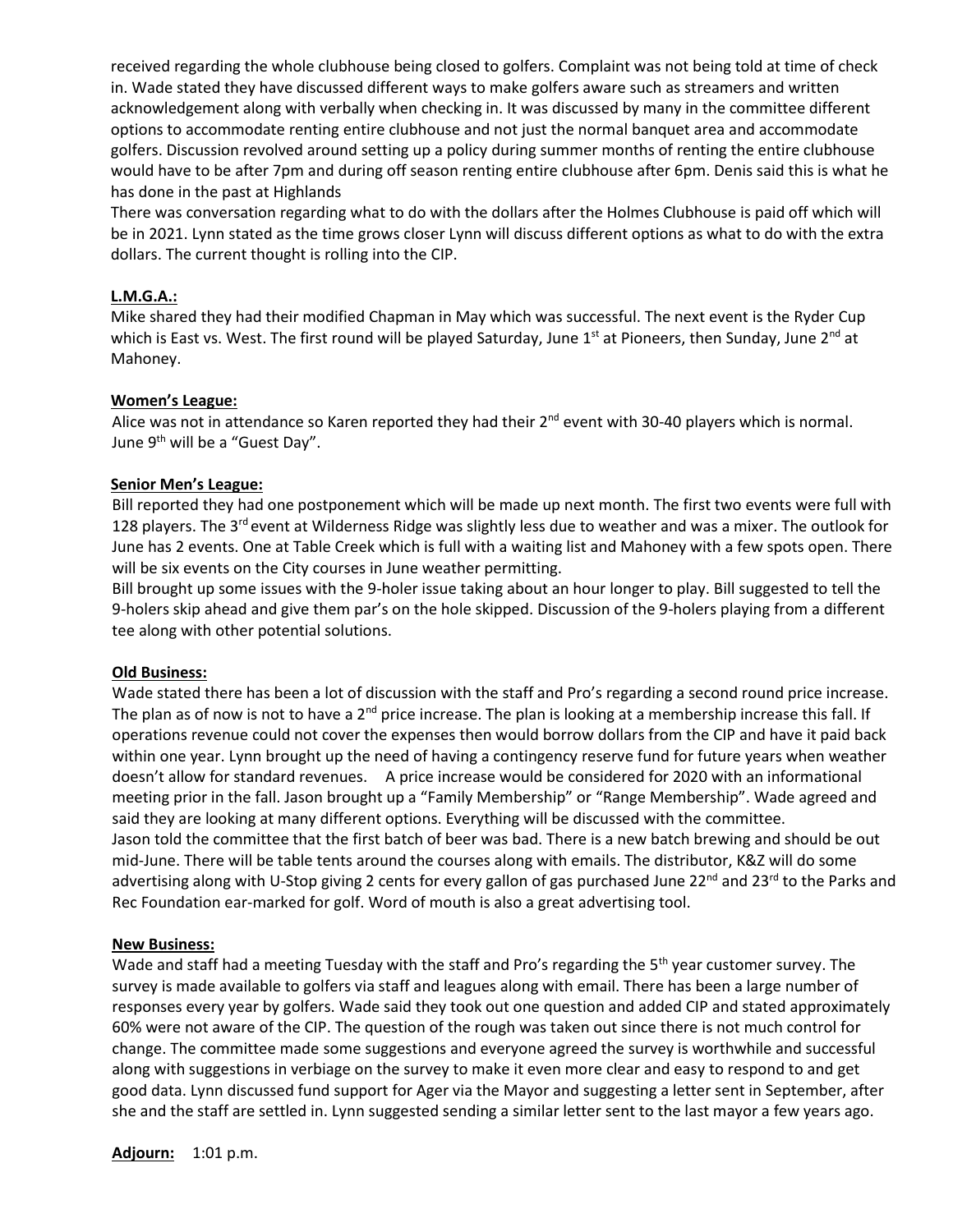received regarding the whole clubhouse being closed to golfers. Complaint was not being told at time of check in. Wade stated they have discussed different ways to make golfers aware such as streamers and written acknowledgement along with verbally when checking in. It was discussed by many in the committee different options to accommodate renting entire clubhouse and not just the normal banquet area and accommodate golfers. Discussion revolved around setting up a policy during summer months of renting the entire clubhouse would have to be after 7pm and during off season renting entire clubhouse after 6pm. Denis said this is what he has done in the past at Highlands

There was conversation regarding what to do with the dollars after the Holmes Clubhouse is paid off which will be in 2021. Lynn stated as the time grows closer Lynn will discuss different options as what to do with the extra dollars. The current thought is rolling into the CIP.

**L.M.G.A.:**

Mike shared they had their modified Chapman in May which was successful. The next event is the Ryder Cup which is East vs. West. The first round will be played Saturday, June 1st at Pioneers, then Sunday, June 2nd at Mahoney.

**Women's League:**

Alice was not in attendance so Karen reported they had their 2nd event with 30-40 players which is normal. June 9th will be a "Guest Day".

**Senior Men's League:**

Bill reported they had one postponement which will be made up next month. The first two events were full with 128 players. The 3rd event at Wilderness Ridge was slightly less due to weather and was a mixer. The outlook for June has 2 events. One at Table Creek which is full with a waiting list and Mahoney with a few spots open. There will be six events on the City courses in June weather permitting.

Bill brought up some issues with the 9-holer issue taking about an hour longer to play. Bill suggested to tell the 9-holers skip ahead and give them par's on the hole skipped. Discussion of the 9-holers playing from a different tee along with other potential solutions.

**Old Business:**

Wade stated there has been a lot of discussion with the staff and Pro's regarding a second round price increase. The plan as of now is not to have a 2nd price increase. The plan is looking at a membership increase this fall. If operations revenue could not cover the expenses then would borrow dollars from the CIP and have it paid back within one year. Lynn brought up the need of having a contingency reserve fund for future years when weather doesn't allow for standard revenues. A price increase would be considered for 2020 with an informational meeting prior in the fall. Jason brought up a "Family Membership" or "Range Membership". Wade agreed and said they are looking at many different options. Everything will be discussed with the committee.

Jason told the committee that the first batch of beer was bad. There is a new batch brewing and should be out mid-June. There will be table tents around the courses along with emails. The distributor, K&Z will do some advertising along with U-Stop giving 2 cents for every gallon of gas purchased June 22nd and 23rd to the Parks and Rec Foundation ear-marked for golf. Word of mouth is also a great advertising tool.

**New Business:**

Wade and staff had a meeting Tuesday with the staff and Pro's regarding the 5th year customer survey. The survey is made available to golfers via staff and leagues along with email. There has been a large number of responses every year by golfers. Wade said they took out one question and added CIP and stated approximately 60% were not aware of the CIP. The question of the rough was taken out since there is not much control for change. The committee made some suggestions and everyone agreed the survey is worthwhile and successful along with suggestions in verbiage on the survey to make it even more clear and easy to respond to and get good data. Lynn discussed fund support for Ager via the Mayor and suggesting a letter sent in September, after she and the staff are settled in. Lynn suggested sending a similar letter sent to the last mayor a few years ago.

**Adjourn:** 1:01 p.m.